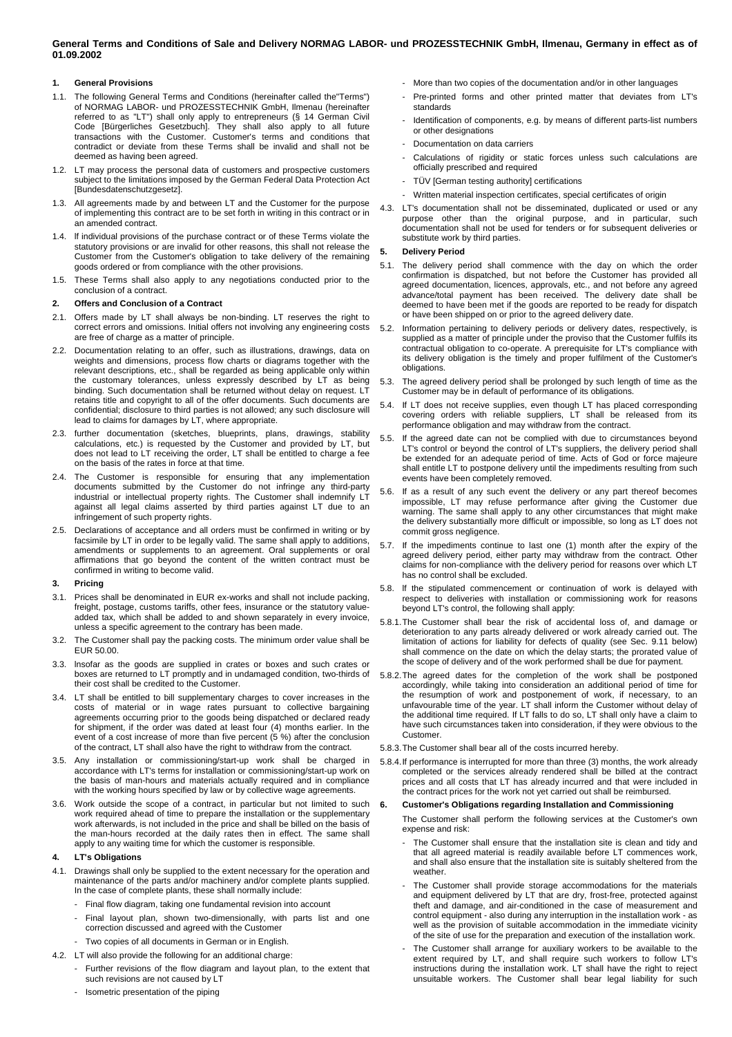**General Terms and Conditions of Sale and Delivery NORMAG LABOR- und PROZESSTECHNIK GmbH, Ilmenau, Germany in effect as of 01.09.2002**

**1. General Provisions**

1.1. The following General Terms and Conditions (hereinafter called the"Terms") of NORMAG LABOR- und PROZESSTECHNIK GmbH, Ilmenau (hereinafter referred to as "LT") shall only apply to entrepreneurs (§ 14 German Civil Code [Bürgerliches Gesetzbuch]. They shall also apply to all future transactions with the Customer. Customer's terms and conditions that contradict or deviate from these Terms shall be invalid and shall not be deemed as having been agreed.

1.2. LT may process the personal data of customers and prospective customers subject to the limitations imposed by the German Federal Data Protection Act [Bundesdatenschutzgesetz].

1.3. All agreements made by and between LT and the Customer for the purpose of implementing this contract are to be set forth in writing in this contract or in an amended contract.

1.4. If individual provisions of the purchase contract or of these Terms violate the statutory provisions or are invalid for other reasons, this shall not release the Customer from the Customer's obligation to take delivery of the remaining goods ordered or from compliance with the other provisions.

1.5. These Terms shall also apply to any negotiations conducted prior to the conclusion of a contract.

**2. Offers and Conclusion of a Contract**

2.1. Offers made by LT shall always be non-binding. LT reserves the right to correct errors and omissions. Initial offers not involving any engineering costs are free of charge as a matter of principle.

2.2. Documentation relating to an offer, such as illustrations, drawings, data on weights and dimensions, process flow charts or diagrams together with the relevant descriptions, etc., shall be regarded as being applicable only within the customary tolerances, unless expressly described by LT as being binding. Such documentation shall be returned without delay on request. LT retains title and copyright to all of the offer documents. Such documents are confidential; disclosure to third parties is not allowed; any such disclosure will lead to claims for damages by LT, where appropriate.

2.3. further documentation (sketches, blueprints, plans, drawings, stability calculations, etc.) is requested by the Customer and provided by LT, but does not lead to LT receiving the order, LT shall be entitled to charge a fee on the basis of the rates in force at that time.

2.4. The Customer is responsible for ensuring that any implementation documents submitted by the Customer do not infringe any third-party industrial or intellectual property rights. The Customer shall indemnify LT against all legal claims asserted by third parties against LT due to an infringement of such property rights.

2.5. Declarations of acceptance and all orders must be confirmed in writing or by facsimile by LT in order to be legally valid. The same shall apply to additions, amendments or supplements to an agreement. Oral supplements or oral affirmations that go beyond the content of the written contract must be confirmed in writing to become valid.

**3. Pricing**

3.1. Prices shall be denominated in EUR ex-works and shall not include packing, freight, postage, customs tariffs, other fees, insurance or the statutory value-added tax, which shall be added to and shown separately in every invoice, unless a specific agreement to the contrary has been made.

3.2. The Customer shall pay the packing costs. The minimum order value shall be EUR 50.00.

3.3. Insofar as the goods are supplied in crates or boxes and such crates or boxes are returned to LT promptly and in undamaged condition, two-thirds of their cost shall be credited to the Customer.

3.4. LT shall be entitled to bill supplementary charges to cover increases in the costs of material or in wage rates pursuant to collective bargaining agreements occurring prior to the goods being dispatched or declared ready for shipment, if the order was dated at least four (4) months earlier. In the event of a cost increase of more than five percent (5 %) after the conclusion of the contract, LT shall also have the right to withdraw from the contract.

3.5. Any installation or commissioning/start-up work shall be charged in accordance with LT's terms for installation or commissioning/start-up work on the basis of man-hours and materials actually required and in compliance with the working hours specified by law or by collective wage agreements.

3.6. Work outside the scope of a contract, in particular but not limited to such work required ahead of time to prepare the installation or the supplementary work afterwards, is not included in the price and shall be billed on the basis of the man-hours recorded at the daily rates then in effect. The same shall apply to any waiting time for which the customer is responsible.

**4. LT's Obligations**

4.1. Drawings shall only be supplied to the extent necessary for the operation and maintenance of the parts and/or machinery and/or complete plants supplied. In the case of complete plants, these shall normally include:

- Final flow diagram, taking one fundamental revision into account
- Final layout plan, shown two-dimensionally, with parts list and one correction discussed and agreed with the Customer
- Two copies of all documents in German or in English.

4.2. LT will also provide the following for an additional charge:

- Further revisions of the flow diagram and layout plan, to the extent that such revisions are not caused by LT
- Isometric presentation of the piping
- More than two copies of the documentation and/or in other languages
- Pre-printed forms and other printed matter that deviates from LT's standards
- Identification of components, e.g. by means of different parts-list numbers or other designations
- Documentation on data carriers
- Calculations of rigidity or static forces unless such calculations are officially prescribed and required
- TÜV [German testing authority] certifications
- Written material inspection certificates, special certificates of origin

4.3. LT's documentation shall not be disseminated, duplicated or used or any purpose other than the original purpose, and in particular, such documentation shall not be used for tenders or for subsequent deliveries or substitute work by third parties.

**5. Delivery Period**

5.1. The delivery period shall commence with the day on which the order confirmation is dispatched, but not before the Customer has provided all agreed documentation, licences, approvals, etc., and not before any agreed advance/total payment has been received. The delivery date shall be deemed to have been met if the goods are reported to be ready for dispatch or have been shipped on or prior to the agreed delivery date.

5.2. Information pertaining to delivery periods or delivery dates, respectively, is supplied as a matter of principle under the proviso that the Customer fulfils its contractual obligation to co-operate. A prerequisite for LT's compliance with its delivery obligation is the timely and proper fulfilment of the Customer's obligations.

5.3. The agreed delivery period shall be prolonged by such length of time as the Customer may be in default of performance of its obligations.

5.4. If LT does not receive supplies, even though LT has placed corresponding covering orders with reliable suppliers, LT shall be released from its performance obligation and may withdraw from the contract.

5.5. If the agreed date can not be complied with due to circumstances beyond LT's control or beyond the control of LT's suppliers, the delivery period shall be extended for an adequate period of time. Acts of God or force majeure shall entitle LT to postpone delivery until the impediments resulting from such events have been completely removed.

5.6. If as a result of any such event the delivery or any part thereof becomes impossible, LT may refuse performance after giving the Customer due warning. The same shall apply to any other circumstances that might make the delivery substantially more difficult or impossible, so long as LT does not commit gross negligence.

5.7. If the impediments continue to last one (1) month after the expiry of the agreed delivery period, either party may withdraw from the contract. Other claims for non-compliance with the delivery period for reasons over which LT has no control shall be excluded.

5.8. If the stipulated commencement or continuation of work is delayed with respect to deliveries with installation or commissioning work for reasons beyond LT's control, the following shall apply:

5.8.1. The Customer shall bear the risk of accidental loss of, and damage or deterioration to any parts already delivered or work already carried out. The limitation of actions for liability for defects of quality (see Sec. 9.11 below) shall commence on the date on which the delay starts; the prorated value of the scope of delivery and of the work performed shall be due for payment.

5.8.2. The agreed dates for the completion of the work shall be postponed accordingly, while taking into consideration an additional period of time for the resumption of work and postponement of work, if necessary, to an unfavourable time of the year. LT shall inform the Customer without delay of the additional time required. If LT falls to do so, LT shall only have a claim to have such circumstances taken into consideration, if they were obvious to the Customer.

5.8.3. The Customer shall bear all of the costs incurred hereby.

5.8.4. If performance is interrupted for more than three (3) months, the work already completed or the services already rendered shall be billed at the contract prices and all costs that LT has already incurred and that were included in the contract prices for the work not yet carried out shall be reimbursed.

**6. Customer's Obligations regarding Installation and Commissioning**

The Customer shall perform the following services at the Customer's own expense and risk:

- The Customer shall ensure that the installation site is clean and tidy and that all agreed material is readily available before LT commences work, and shall also ensure that the installation site is suitably sheltered from the weather.
- The Customer shall provide storage accommodations for the materials and equipment delivered by LT that are dry, frost-free, protected against theft and damage, and air-conditioned in the case of measurement and control equipment - also during any interruption in the installation work - as well as the provision of suitable accommodation in the immediate vicinity of the site of use for the preparation and execution of the installation work.
- The Customer shall arrange for auxiliary workers to be available to the extent required by LT, and shall require such workers to follow LT's instructions during the installation work. LT shall have the right to reject unsuitable workers. The Customer shall bear legal liability for such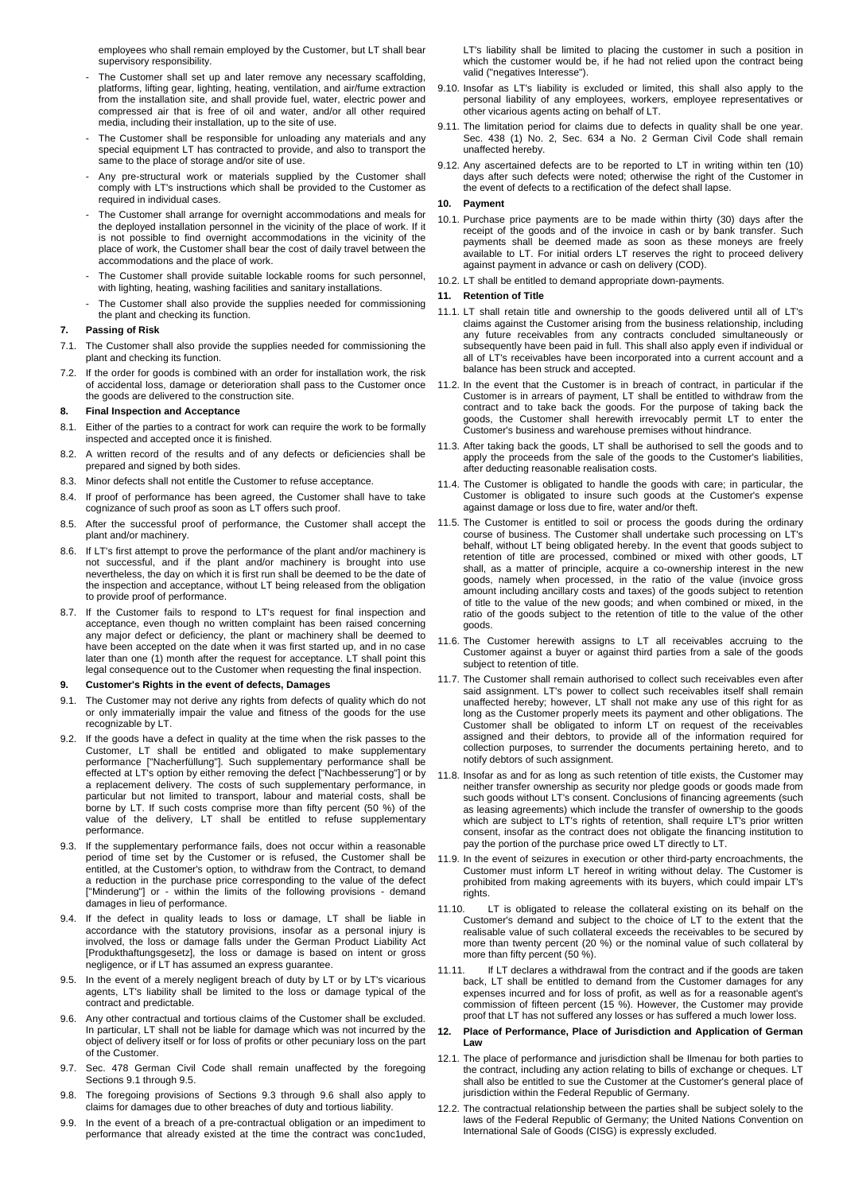employees who shall remain employed by the Customer, but LT shall bear supervisory responsibility.

- The Customer shall set up and later remove any necessary scaffolding, platforms, lifting gear, lighting, heating, ventilation, and air/fume extraction from the installation site, and shall provide fuel, water, electric power and compressed air that is free of oil and water, and/or all other required media, including their installation, up to the site of use.
- The Customer shall be responsible for unloading any materials and any special equipment LT has contracted to provide, and also to transport the same to the place of storage and/or site of use.
- Any pre-structural work or materials supplied by the Customer shall comply with LT's instructions which shall be provided to the Customer as required in individual cases.
- The Customer shall arrange for overnight accommodations and meals for the deployed installation personnel in the vicinity of the place of work. If it is not possible to find overnight accommodations in the vicinity of the place of work, the Customer shall bear the cost of daily travel between the accommodations and the place of work.
- The Customer shall provide suitable lockable rooms for such personnel, with lighting, heating, washing facilities and sanitary installations.
- The Customer shall also provide the supplies needed for commissioning the plant and checking its function.

## 7. Passing of Risk

7.1. The Customer shall also provide the supplies needed for commissioning the plant and checking its function.

7.2. If the order for goods is combined with an order for installation work, the risk of accidental loss, damage or deterioration shall pass to the Customer once the goods are delivered to the construction site.

## 8. Final Inspection and Acceptance

8.1. Either of the parties to a contract for work can require the work to be formally inspected and accepted once it is finished.

8.2. A written record of the results and of any defects or deficiencies shall be prepared and signed by both sides.

8.3. Minor defects shall not entitle the Customer to refuse acceptance.

8.4. If proof of performance has been agreed, the Customer shall have to take cognizance of such proof as soon as LT offers such proof.

8.5. After the successful proof of performance, the Customer shall accept the plant and/or machinery.

8.6. If LT's first attempt to prove the performance of the plant and/or machinery is not successful, and if the plant and/or machinery is brought into use nevertheless, the day on which it is first run shall be deemed to be the date of the inspection and acceptance, without LT being released from the obligation to provide proof of performance.

8.7. If the Customer fails to respond to LT's request for final inspection and acceptance, even though no written complaint has been raised concerning any major defect or deficiency, the plant or machinery shall be deemed to have been accepted on the date when it was first started up, and in no case later than one (1) month after the request for acceptance. LT shall point this legal consequence out to the Customer when requesting the final inspection.

## 9. Customer's Rights in the event of defects, Damages

9.1. The Customer may not derive any rights from defects of quality which do not or only immaterially impair the value and fitness of the goods for the use recognizable by LT.

9.2. If the goods have a defect in quality at the time when the risk passes to the Customer, LT shall be entitled and obligated to make supplementary performance ["Nacherfüllung"]. Such supplementary performance shall be effected at LT's option by either removing the defect ["Nachbesserung"] or by a replacement delivery. The costs of such supplementary performance, in particular but not limited to transport, labour and material costs, shall be borne by LT. If such costs comprise more than fifty percent (50 %) of the value of the delivery, LT shall be entitled to refuse supplementary performance.

9.3. If the supplementary performance fails, does not occur within a reasonable period of time set by the Customer or is refused, the Customer shall be entitled, at the Customer's option, to withdraw from the Contract, to demand a reduction in the purchase price corresponding to the value of the defect ["Minderung"] or - within the limits of the following provisions - demand damages in lieu of performance.

9.4. If the defect in quality leads to loss or damage, LT shall be liable in accordance with the statutory provisions, insofar as a personal injury is involved, the loss or damage falls under the German Product Liability Act [Produkthaftungsgesetz], the loss or damage is based on intent or gross negligence, or if LT has assumed an express guarantee.

9.5. In the event of a merely negligent breach of duty by LT or by LT's vicarious agents, LT's liability shall be limited to the loss or damage typical of the contract and predictable.

9.6. Any other contractual and tortious claims of the Customer shall be excluded. In particular, LT shall not be liable for damage which was not incurred by the object of delivery itself or for loss of profits or other pecuniary loss on the part of the Customer.

9.7. Sec. 478 German Civil Code shall remain unaffected by the foregoing Sections 9.1 through 9.5.

9.8. The foregoing provisions of Sections 9.3 through 9.6 shall also apply to claims for damages due to other breaches of duty and tortious liability.

9.9. In the event of a breach of a pre-contractual obligation or an impediment to performance that already existed at the time the contract was conc1uded, LT's liability shall be limited to placing the customer in such a position in which the customer would be, if he had not relied upon the contract being valid ("negatives Interesse").

9.10. Insofar as LT's liability is excluded or limited, this shall also apply to the personal liability of any employees, workers, employee representatives or other vicarious agents acting on behalf of LT.

9.11. The limitation period for claims due to defects in quality shall be one year. Sec. 438 (1) No. 2, Sec. 634 a No. 2 German Civil Code shall remain unaffected hereby.

9.12. Any ascertained defects are to be reported to LT in writing within ten (10) days after such defects were noted; otherwise the right of the Customer in the event of defects to a rectification of the defect shall lapse.

## 10. Payment

10.1. Purchase price payments are to be made within thirty (30) days after the receipt of the goods and of the invoice in cash or by bank transfer. Such payments shall be deemed made as soon as these moneys are freely available to LT. For initial orders LT reserves the right to proceed delivery against payment in advance or cash on delivery (COD).

10.2. LT shall be entitled to demand appropriate down-payments.

## 11. Retention of Title

11.1. LT shall retain title and ownership to the goods delivered until all of LT's claims against the Customer arising from the business relationship, including any future receivables from any contracts concluded simultaneously or subsequently have been paid in full. This shall also apply even if individual or all of LT's receivables have been incorporated into a current account and a balance has been struck and accepted.

11.2. In the event that the Customer is in breach of contract, in particular if the Customer is in arrears of payment, LT shall be entitled to withdraw from the contract and to take back the goods. For the purpose of taking back the goods, the Customer shall herewith irrevocably permit LT to enter the Customer's business and warehouse premises without hindrance.

11.3. After taking back the goods, LT shall be authorised to sell the goods and to apply the proceeds from the sale of the goods to the Customer's liabilities, after deducting reasonable realisation costs.

11.4. The Customer is obligated to handle the goods with care; in particular, the Customer is obligated to insure such goods at the Customer's expense against damage or loss due to fire, water and/or theft.

11.5. The Customer is entitled to soil or process the goods during the ordinary course of business. The Customer shall undertake such processing on LT's behalf, without LT being obligated hereby. In the event that goods subject to retention of title are processed, combined or mixed with other goods, LT shall, as a matter of principle, acquire a co-ownership interest in the new goods, namely when processed, in the ratio of the value (invoice gross amount including ancillary costs and taxes) of the goods subject to retention of title to the value of the new goods; and when combined or mixed, in the ratio of the goods subject to the retention of title to the value of the other goods.

11.6. The Customer herewith assigns to LT all receivables accruing to the Customer against a buyer or against third parties from a sale of the goods subject to retention of title.

11.7. The Customer shall remain authorised to collect such receivables even after said assignment. LT's power to collect such receivables itself shall remain unaffected hereby; however, LT shall not make any use of this right for as long as the Customer properly meets its payment and other obligations. The Customer shall be obligated to inform LT on request of the receivables assigned and their debtors, to provide all of the information required for collection purposes, to surrender the documents pertaining hereto, and to notify debtors of such assignment.

11.8. Insofar as and for as long as such retention of title exists, the Customer may neither transfer ownership as security nor pledge goods or goods made from such goods without LT's consent. Conclusions of financing agreements (such as leasing agreements) which include the transfer of ownership to the goods which are subject to LT's rights of retention, shall require LT's prior written consent, insofar as the contract does not obligate the financing institution to pay the portion of the purchase price owed LT directly to LT.

11.9. In the event of seizures in execution or other third-party encroachments, the Customer must inform LT hereof in writing without delay. The Customer is prohibited from making agreements with its buyers, which could impair LT's rights.

11.10. LT is obligated to release the collateral existing on its behalf on the Customer's demand and subject to the choice of LT to the extent that the realisable value of such collateral exceeds the receivables to be secured by more than twenty percent (20 %) or the nominal value of such collateral by more than fifty percent (50 %).

11.11. If LT declares a withdrawal from the contract and if the goods are taken back, LT shall be entitled to demand from the Customer damages for any expenses incurred and for loss of profit, as well as for a reasonable agent's commission of fifteen percent (15 %). However, the Customer may provide proof that LT has not suffered any losses or has suffered a much lower loss.

## 12. Place of Performance, Place of Jurisdiction and Application of German Law

12.1. The place of performance and jurisdiction shall be Ilmenau for both parties to the contract, including any action relating to bills of exchange or cheques. LT shall also be entitled to sue the Customer at the Customer's general place of jurisdiction within the Federal Republic of Germany.

12.2. The contractual relationship between the parties shall be subject solely to the laws of the Federal Republic of Germany; the United Nations Convention on International Sale of Goods (CISG) is expressly excluded.